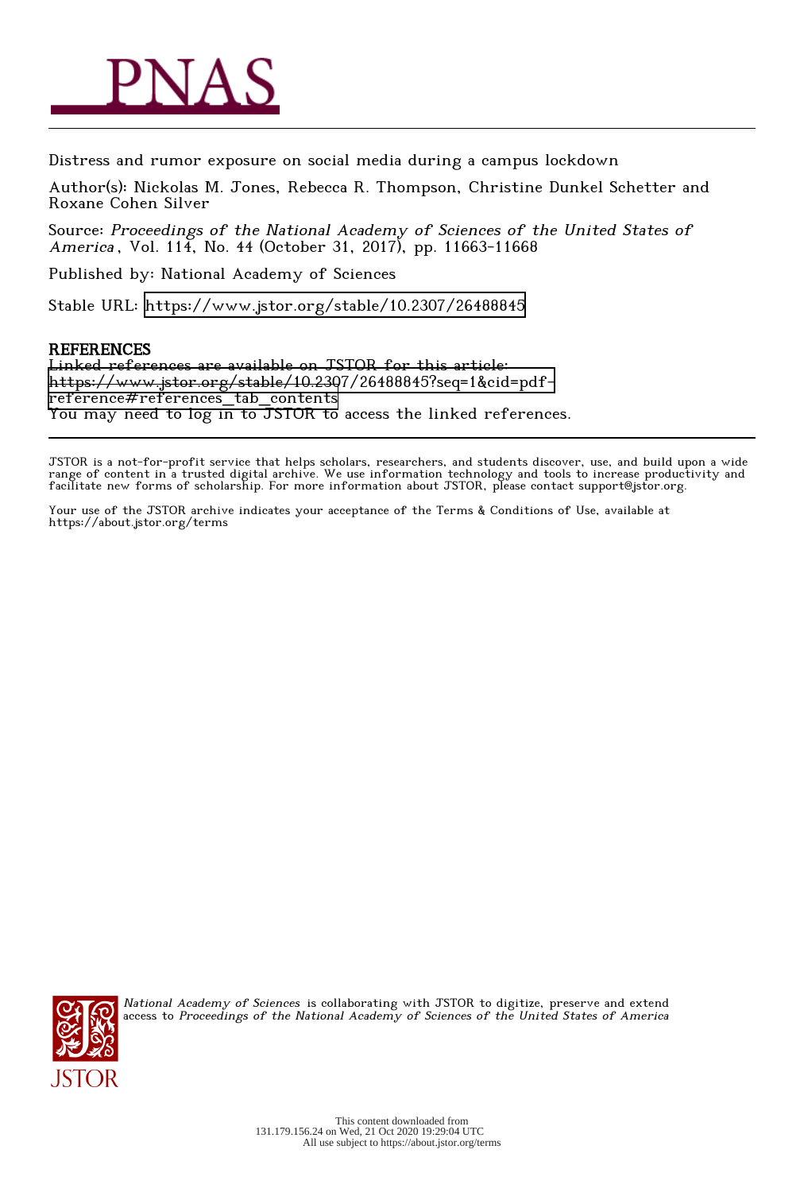Distress and rumor exposure on social media during a campus lockdown

Author(s): Nickolas M. Jones, Rebecca R. Thompson, Christine Dunkel Schetter and Roxane Cohen Silver

Source: *Proceedings of the National Academy of Sciences of the United States of America*, Vol. 114, No. 44 (October 31, 2017), pp. 11663-11668

Published by: National Academy of Sciences

Stable URL: https://www.jstor.org/stable/10.2307/26488845

## REFERENCES

Linked references are available on JSTOR for this article:
https://www.jstor.org/stable/10.2307/26488845?seq=1&cid=pdf-reference#references_tab_contents
You may need to log in to JSTOR to access the linked references.

JSTOR is a not-for-profit service that helps scholars, researchers, and students discover, use, and build upon a wide range of content in a trusted digital archive. We use information technology and tools to increase productivity and facilitate new forms of scholarship. For more information about JSTOR, please contact support@jstor.org.

Your use of the JSTOR archive indicates your acceptance of the Terms & Conditions of Use, available at https://about.jstor.org/terms

*National Academy of Sciences* is collaborating with JSTOR to digitize, preserve and extend access to *Proceedings of the National Academy of Sciences of the United States of America*

This content downloaded from
131.179.156.24 on Wed, 21 Oct 2020 19:29:04 UTC
All use subject to https://about.jstor.org/terms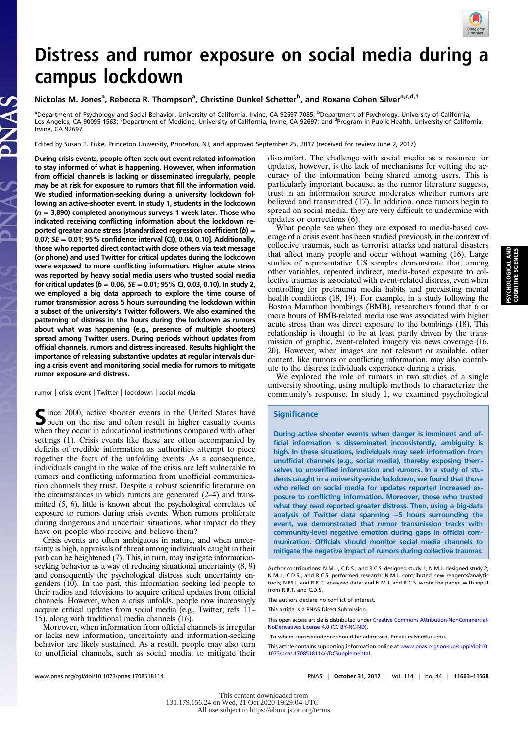# Distress and rumor exposure on social media during a campus lockdown

Nickolas M. Jones[a], Rebecca R. Thompson[a], Christine Dunkel Schetter[b], and Roxane Cohen Silver[a,c,d,1]

[a]Department of Psychology and Social Behavior, University of California, Irvine, CA 92697-7085; [b]Department of Psychology, University of California, Los Angeles, CA 90095-1563; [c]Department of Medicine, University of California, Irvine, CA 92697; and [d]Program in Public Health, University of California, Irvine, CA 92697

Edited by Susan T. Fiske, Princeton University, Princeton, NJ, and approved September 25, 2017 (received for review June 2, 2017)

**During crisis events, people often seek out event-related information to stay informed of what is happening. However, when information from official channels is lacking or disseminated irregularly, people may be at risk for exposure to rumors that fill the information void. We studied information-seeking during a university lockdown following an active-shooter event. In study 1, students in the lockdown ($n$ = 3,890) completed anonymous surveys 1 week later. Those who indicated receiving conflicting information about the lockdown reported greater acute stress [standardized regression coefficient ($b$) = 0.07; $SE$ = 0.01; 95% confidence interval (CI), 0.04, 0.10]. Additionally, those who reported direct contact with close others via text message (or phone) and used Twitter for critical updates during the lockdown were exposed to more conflicting information. Higher acute stress was reported by heavy social media users who trusted social media for critical updates ($b$ = 0.06, $SE$ = 0.01; 95% CI, 0.03, 0.10). In study 2, we employed a big data approach to explore the time course of rumor transmission across 5 hours surrounding the lockdown within a subset of the university's Twitter followers. We also examined the patterning of distress in the hours during the lockdown as rumors about what was happening (e.g., presence of multiple shooters) spread among Twitter users. During periods without updates from official channels, rumors and distress increased. Results highlight the importance of releasing substantive updates at regular intervals during a crisis event and monitoring social media for rumors to mitigate rumor exposure and distress.**

rumor | crisis event | Twitter | lockdown | social media

Since 2000, active shooter events in the United States have been on the rise and often result in higher casualty counts when they occur in educational institutions compared with other settings (1). Crisis events like these are often accompanied by deficits of credible information as authorities attempt to piece together the facts of the unfolding events. As a consequence, individuals caught in the wake of the crisis are left vulnerable to rumors and conflicting information from unofficial communication channels they trust. Despite a robust scientific literature on the circumstances in which rumors are generated (2–4) and transmitted (5, 6), little is known about the psychological correlates of exposure to rumors during crisis events. When rumors proliferate during dangerous and uncertain situations, what impact do they have on people who receive and believe them?

Crisis events are often ambiguous in nature, and when uncertainty is high, appraisals of threat among individuals caught in their path can be heightened (7). This, in turn, may instigate information-seeking behavior as a way of reducing situational uncertainty (8, 9) and consequently the psychological distress such uncertainty engenders (10). In the past, this information seeking led people to their radios and televisions to acquire critical updates from official channels. However, when a crisis unfolds, people now increasingly acquire critical updates from social media (e.g., Twitter; refs. 11–15), along with traditional media channels (16).

Moreover, when information from official channels is irregular or lacks new information, uncertainty and information-seeking behavior are likely sustained. As a result, people may also turn to unofficial channels, such as social media, to mitigate their discomfort. The challenge with social media as a resource for updates, however, is the lack of mechanisms for vetting the accuracy of the information being shared among users. This is particularly important because, as the rumor literature suggests, trust in an information source moderates whether rumors are believed and transmitted (17). In addition, once rumors begin to spread on social media, they are very difficult to undermine with updates or corrections (6).

What people see when they are exposed to media-based coverage of a crisis event has been studied previously in the context of collective traumas, such as terrorist attacks and natural disasters that affect many people and occur without warning (16). Large studies of representative US samples demonstrate that, among other variables, repeated indirect, media-based exposure to collective traumas is associated with event-related distress, even when controlling for pretrauma media habits and preexisting mental health conditions (18, 19). For example, in a study following the Boston Marathon bombings (BMB), researchers found that 6 or more hours of BMB-related media use was associated with higher acute stress than was direct exposure to the bombings (18). This relationship is thought to be at least partly driven by the transmission of graphic, event-related imagery via news coverage (16, 20). However, when images are not relevant or available, other content, like rumors or conflicting information, may also contribute to the distress individuals experience during a crisis.

We explored the role of rumors in two studies of a single university shooting, using multiple methods to characterize the community's response. In study 1, we examined psychological

## Significance

During active shooter events when danger is imminent and official information is disseminated inconsistently, ambiguity is high. In these situations, individuals may seek information from unofficial channels (e.g., social media), thereby exposing themselves to unverified information and rumors. In a study of students caught in a university-wide lockdown, we found that those who relied on social media for updates reported increased exposure to conflicting information. Moreover, those who trusted what they read reported greater distress. Then, using a big-data analysis of Twitter data spanning ~5 hours surrounding the event, we demonstrated that rumor transmission tracks with community-level negative emotion during gaps in official communication. Officials should monitor social media channels to mitigate the negative impact of rumors during collective traumas.

Author contributions: N.M.J., C.D.S., and R.C.S. designed study 1; N.M.J. designed study 2; N.M.J., C.D.S., and R.C.S. performed research; N.M.J. contributed new reagents/analytic tools; N.M.J. and R.R.T. analyzed data; and N.M.J. and R.C.S. wrote the paper, with input from R.R.T. and C.D.S.

The authors declare no conflict of interest.

This article is a PNAS Direct Submission.

This open access article is distributed under Creative Commons Attribution-NonCommercial-NoDerivatives License 4.0 (CC BY-NC-ND).

[1]To whom correspondence should be addressed. Email: rsilver@uci.edu.

This article contains supporting information online at www.pnas.org/lookup/suppl/doi:10.1073/pnas.1708518114/-/DCSupplemental.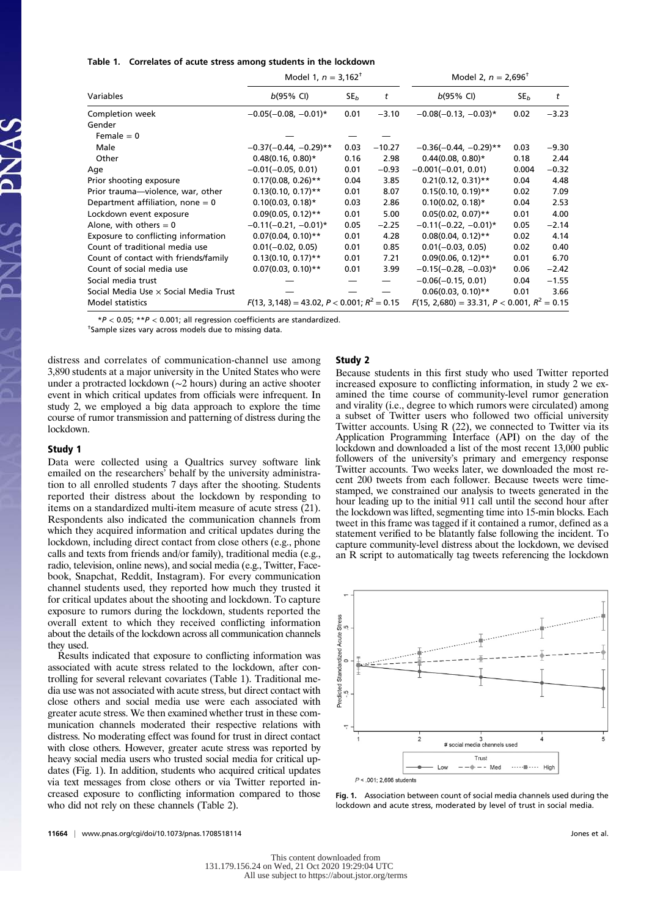**Table 1. Correlates of acute stress among students in the lockdown**

| Variables | Model 1, $n = 3{,}162^{\dagger}$ | | | Model 2, $n = 2{,}696^{\dagger}$ | | |
|---|---|---|---|---|---|---|
| | $b$(95% CI) | $SE_b$ | $t$ | $b$(95% CI) | $SE_b$ | $t$ |
| Completion week | −0.05(−0.08, −0.01)* | 0.01 | −3.10 | −0.08(−0.13, −0.03)* | 0.02 | −3.23 |
| Gender | | | | | | |
| Female = 0 | — | — | — | | | |
| Male | −0.37(−0.44, −0.29)** | 0.03 | −10.27 | −0.36(−0.44, −0.29)** | 0.03 | −9.30 |
| Other | 0.48(0.16, 0.80)* | 0.16 | 2.98 | 0.44(0.08, 0.80)* | 0.18 | 2.44 |
| Age | −0.01(−0.05, 0.01) | 0.01 | −0.93 | −0.001(−0.01, 0.01) | 0.004 | −0.32 |
| Prior shooting exposure | 0.17(0.08, 0.26)** | 0.04 | 3.85 | 0.21(0.12, 0.31)** | 0.04 | 4.48 |
| Prior trauma—violence, war, other | 0.13(0.10, 0.17)** | 0.01 | 8.07 | 0.15(0.10, 0.19)** | 0.02 | 7.09 |
| Department affiliation, none = 0 | 0.10(0.03, 0.18)* | 0.03 | 2.86 | 0.10(0.02, 0.18)* | 0.04 | 2.53 |
| Lockdown event exposure | 0.09(0.05, 0.12)** | 0.01 | 5.00 | 0.05(0.02, 0.07)** | 0.01 | 4.00 |
| Alone, with others = 0 | −0.11(−0.21, −0.01)* | 0.05 | −2.25 | −0.11(−0.22, −0.01)* | 0.05 | −2.14 |
| Exposure to conflicting information | 0.07(0.04, 0.10)** | 0.01 | 4.28 | 0.08(0.04, 0.12)** | 0.02 | 4.14 |
| Count of traditional media use | 0.01(−0.02, 0.05) | 0.01 | 0.85 | 0.01(−0.03, 0.05) | 0.02 | 0.40 |
| Count of contact with friends/family | 0.13(0.10, 0.17)** | 0.01 | 7.21 | 0.09(0.06, 0.12)** | 0.01 | 6.70 |
| Count of social media use | 0.07(0.03, 0.10)** | 0.01 | 3.99 | −0.15(−0.28, −0.03)* | 0.06 | −2.42 |
| Social media trust | — | — | — | −0.06(−0.15, 0.01) | 0.04 | −1.55 |
| Social Media Use × Social Media Trust | — | — | — | 0.06(0.03, 0.10)** | 0.01 | 3.66 |
| Model statistics | $F(13, 3{,}148) = 43.02$, $P < 0.001$; $R^2 = 0.15$ | | | $F(15, 2{,}680) = 33.31$, $P < 0.001$, $R^2 = 0.15$ | | |

*$P < 0.05$; **$P < 0.001$; all regression coefficients are standardized.
†Sample sizes vary across models due to missing data.

distress and correlates of communication-channel use among 3,890 students at a major university in the United States who were under a protracted lockdown (~2 hours) during an active shooter event in which critical updates from officials were infrequent. In study 2, we employed a big data approach to explore the time course of rumor transmission and patterning of distress during the lockdown.

### Study 1

Data were collected using a Qualtrics survey software link emailed on the researchers' behalf by the university administration to all enrolled students 7 days after the shooting. Students reported their distress about the lockdown by responding to items on a standardized multi-item measure of acute stress (21). Respondents also indicated the communication channels from which they acquired information and critical updates during the lockdown, including direct contact from close others (e.g., phone calls and texts from friends and/or family), traditional media (e.g., radio, television, online news), and social media (e.g., Twitter, Facebook, Snapchat, Reddit, Instagram). For every communication channel students used, they reported how much they trusted it for critical updates about the shooting and lockdown. To capture exposure to rumors during the lockdown, students reported the overall extent to which they received conflicting information about the details of the lockdown across all communication channels they used.

Results indicated that exposure to conflicting information was associated with acute stress related to the lockdown, after controlling for several relevant covariates (Table 1). Traditional media use was not associated with acute stress, but direct contact with close others and social media use were each associated with greater acute stress. We then examined whether trust in these communication channels moderated their respective relations with distress. No moderating effect was found for trust in direct contact with close others. However, greater acute stress was reported by heavy social media users who trusted social media for critical updates (Fig. 1). In addition, students who acquired critical updates via text messages from close others or via Twitter reported increased exposure to conflicting information compared to those who did not rely on these channels (Table 2).

### Study 2

Because students in this first study who used Twitter reported increased exposure to conflicting information, in study 2 we examined the time course of community-level rumor generation and virality (i.e., degree to which rumors were circulated) among a subset of Twitter users who followed two official university Twitter accounts. Using R (22), we connected to Twitter via its Application Programming Interface (API) on the day of the lockdown and downloaded a list of the most recent 13,000 public followers of the university's primary and emergency response Twitter accounts. Two weeks later, we downloaded the most recent 200 tweets from each follower. Because tweets were time-stamped, we constrained our analysis to tweets generated in the hour leading up to the initial 911 call until the second hour after the lockdown was lifted, segmenting time into 15-min blocks. Each tweet in this frame was tagged if it contained a rumor, defined as a statement verified to be blatantly false following the incident. To capture community-level distress about the lockdown, we devised an R script to automatically tag tweets referencing the lockdown

**Fig. 1.** Association between count of social media channels used during the lockdown and acute stress, moderated by level of trust in social media.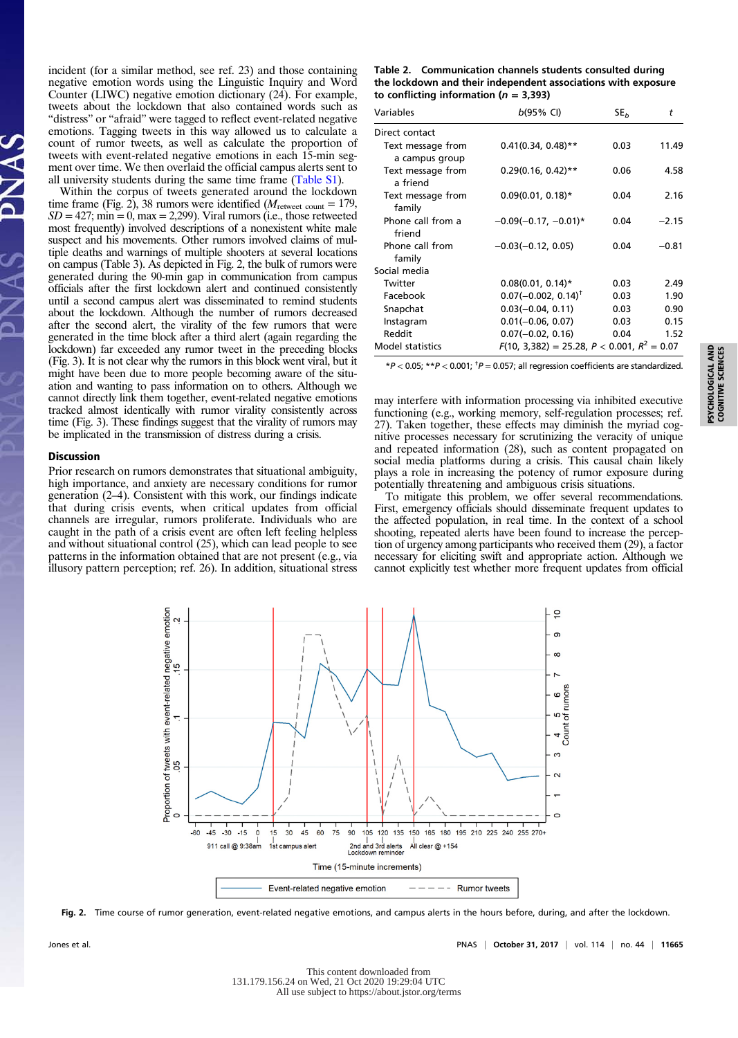incident (for a similar method, see ref. 23) and those containing negative emotion words using the Linguistic Inquiry and Word Counter (LIWC) negative emotion dictionary (24). For example, tweets about the lockdown that also contained words such as "distress" or "afraid" were tagged to reflect event-related negative emotions. Tagging tweets in this way allowed us to calculate a count of rumor tweets, as well as calculate the proportion of tweets with event-related negative emotions in each 15-min segment over time. We then overlaid the official campus alerts sent to all university students during the same time frame (Table S1).

Within the corpus of tweets generated around the lockdown time frame (Fig. 2), 38 rumors were identified ($M_{retweet\ count}$ = 179, $SD$ = 427; min = 0, max = 2,299). Viral rumors (i.e., those retweeted most frequently) involved descriptions of a nonexistent white male suspect and his movements. Other rumors involved claims of multiple deaths and warnings of multiple shooters at several locations on campus (Table 3). As depicted in Fig. 2, the bulk of rumors were generated during the 90-min gap in communication from campus officials after the first lockdown alert and continued consistently until a second campus alert was disseminated to remind students about the lockdown. Although the number of rumors decreased after the second alert, the virality of the few rumors that were generated in the time block after a third alert (again regarding the lockdown) far exceeded any rumor tweet in the preceding blocks (Fig. 3). It is not clear why the rumors in this block went viral, but it might have been due to more people becoming aware of the situation and wanting to pass information on to others. Although we cannot directly link them together, event-related negative emotions tracked almost identically with rumor virality consistently across time (Fig. 3). These findings suggest that the virality of rumors may be implicated in the transmission of distress during a crisis.

## Discussion

Prior research on rumors demonstrates that situational ambiguity, high importance, and anxiety are necessary conditions for rumor generation (2–4). Consistent with this work, our findings indicate that during crisis events, when critical updates from official channels are irregular, rumors proliferate. Individuals who are caught in the path of a crisis event are often left feeling helpless and without situational control (25), which can lead people to see patterns in the information obtained that are not present (e.g., via illusory pattern perception; ref. 26). In addition, situational stress may interfere with information processing via inhibited executive functioning (e.g., working memory, self-regulation processes; ref. 27). Taken together, these effects may diminish the myriad cognitive processes necessary for scrutinizing the veracity of unique and repeated information (28), such as content propagated on social media platforms during a crisis. This causal chain likely plays a role in increasing the potency of rumor exposure during potentially threatening and ambiguous crisis situations.

To mitigate this problem, we offer several recommendations. First, emergency officials should disseminate frequent updates to the affected population, in real time. In the context of a school shooting, repeated alerts have been found to increase the perception of urgency among participants who received them (29), a factor necessary for eliciting swift and appropriate action. Although we cannot explicitly test whether more frequent updates from official

**Table 2. Communication channels students consulted during the lockdown and their independent associations with exposure to conflicting information ($n$ = 3,393)**

| Variables | $b$(95% CI) | $SE_b$ | $t$ |
|---|---|---|---|
| Direct contact | | | |
| Text message from a campus group | 0.41(0.34, 0.48)** | 0.03 | 11.49 |
| Text message from a friend | 0.29(0.16, 0.42)** | 0.06 | 4.58 |
| Text message from family | 0.09(0.01, 0.18)* | 0.04 | 2.16 |
| Phone call from a friend | −0.09(−0.17, −0.01)* | 0.04 | −2.15 |
| Phone call from family | −0.03(−0.12, 0.05) | 0.04 | −0.81 |
| Social media | | | |
| Twitter | 0.08(0.01, 0.14)* | 0.03 | 2.49 |
| Facebook | 0.07(−0.002, 0.14)† | 0.03 | 1.90 |
| Snapchat | 0.03(−0.04, 0.11) | 0.03 | 0.90 |
| Instagram | 0.01(−0.06, 0.07) | 0.03 | 0.15 |
| Reddit | 0.07(−0.02, 0.16) | 0.04 | 1.52 |
| Model statistics | $F$(10, 3,382) = 25.28, $P$ < 0.001, $R^2$ = 0.07 | | |

*$P$ < 0.05; **$P$ < 0.001; †$P$ = 0.057; all regression coefficients are standardized.

**Fig. 2.** Time course of rumor generation, event-related negative emotions, and campus alerts in the hours before, during, and after the lockdown.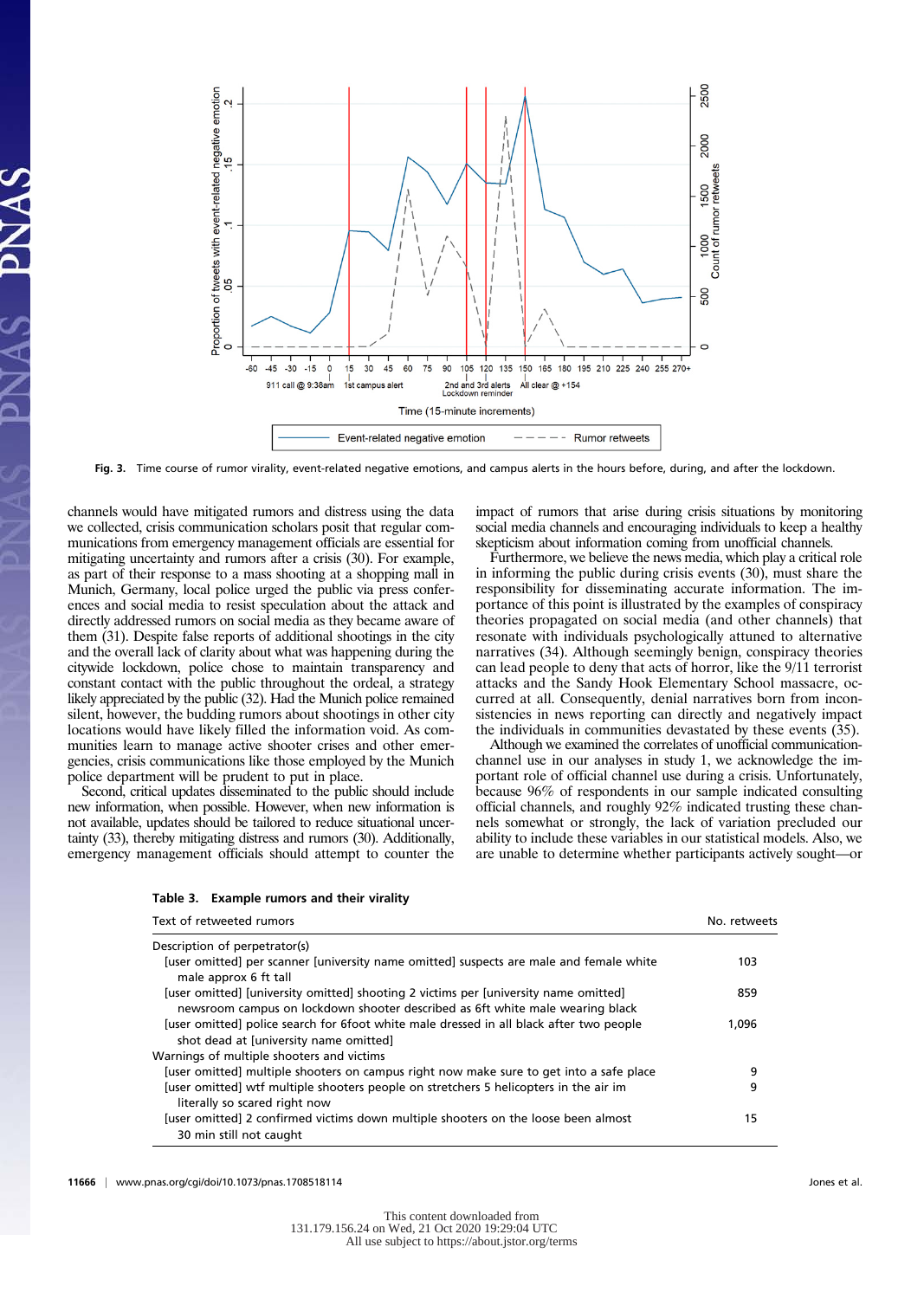Fig. 3. Time course of rumor virality, event-related negative emotions, and campus alerts in the hours before, during, and after the lockdown.

channels would have mitigated rumors and distress using the data we collected, crisis communication scholars posit that regular communications from emergency management officials are essential for mitigating uncertainty and rumors after a crisis (30). For example, as part of their response to a mass shooting at a shopping mall in Munich, Germany, local police urged the public via press conferences and social media to resist speculation about the attack and directly addressed rumors on social media as they became aware of them (31). Despite false reports of additional shootings in the city and the overall lack of clarity about what was happening during the citywide lockdown, police chose to maintain transparency and constant contact with the public throughout the ordeal, a strategy likely appreciated by the public (32). Had the Munich police remained silent, however, the budding rumors about shootings in other city locations would have likely filled the information void. As communities learn to manage active shooter crises and other emergencies, crisis communications like those employed by the Munich police department will be prudent to put in place.

Second, critical updates disseminated to the public should include new information, when possible. However, when new information is not available, updates should be tailored to reduce situational uncertainty (33), thereby mitigating distress and rumors (30). Additionally, emergency management officials should attempt to counter the impact of rumors that arise during crisis situations by monitoring social media channels and encouraging individuals to keep a healthy skepticism about information coming from unofficial channels.

Furthermore, we believe the news media, which play a critical role in informing the public during crisis events (30), must share the responsibility for disseminating accurate information. The importance of this point is illustrated by the examples of conspiracy theories propagated on social media (and other channels) that resonate with individuals psychologically attuned to alternative narratives (34). Although seemingly benign, conspiracy theories can lead people to deny that acts of horror, like the 9/11 terrorist attacks and the Sandy Hook Elementary School massacre, occurred at all. Consequently, denial narratives born from inconsistencies in news reporting can directly and negatively impact the individuals in communities devastated by these events (35).

Although we examined the correlates of unofficial communication-channel use in our analyses in study 1, we acknowledge the important role of official channel use during a crisis. Unfortunately, because 96% of respondents in our sample indicated consulting official channels, and roughly 92% indicated trusting these channels somewhat or strongly, the lack of variation precluded our ability to include these variables in our statistical models. Also, we are unable to determine whether participants actively sought—or

**Table 3. Example rumors and their virality**

| Text of retweeted rumors | No. retweets |
|---|---|
| Description of perpetrator(s) | |
| [user omitted] per scanner [university name omitted] suspects are male and female white male approx 6 ft tall | 103 |
| [user omitted] [university omitted] shooting 2 victims per [university name omitted] newsroom campus on lockdown shooter described as 6ft white male wearing black | 859 |
| [user omitted] police search for 6foot white male dressed in all black after two people shot dead at [university name omitted] | 1,096 |
| Warnings of multiple shooters and victims | |
| [user omitted] multiple shooters on campus right now make sure to get into a safe place | 9 |
| [user omitted] wtf multiple shooters people on stretchers 5 helicopters in the air im literally so scared right now | 9 |
| [user omitted] 2 confirmed victims down multiple shooters on the loose been almost 30 min still not caught | 15 |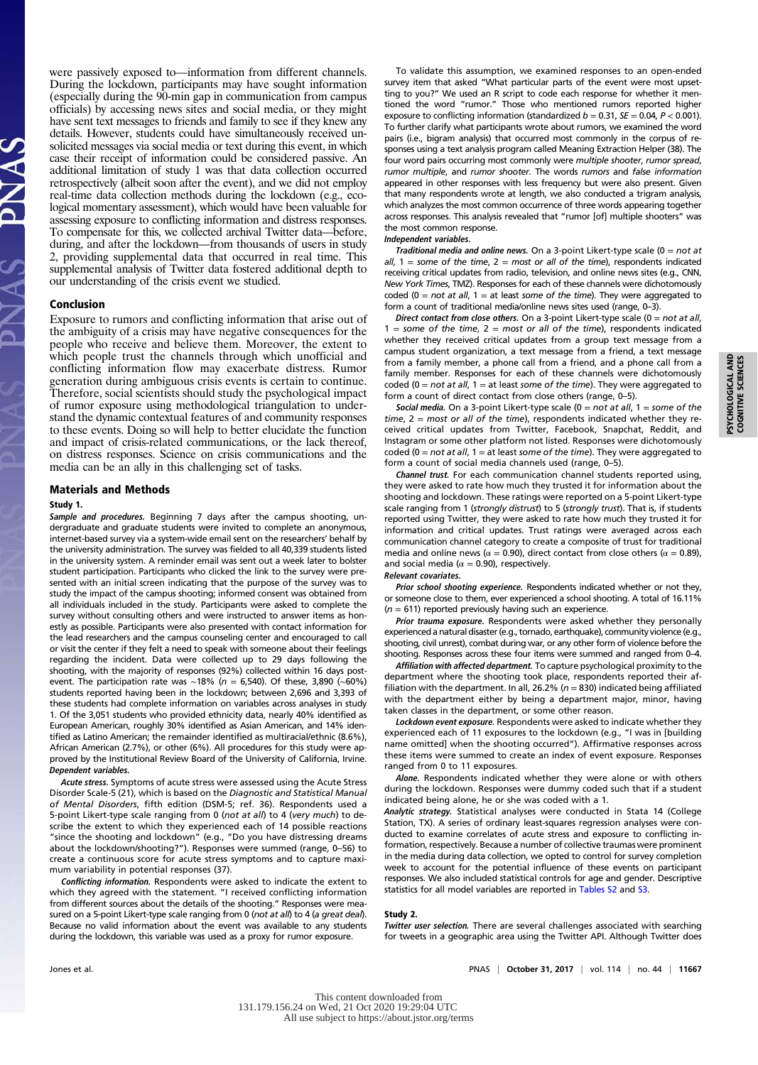were passively exposed to—information from different channels. During the lockdown, participants may have sought information (especially during the 90-min gap in communication from campus officials) by accessing news sites and social media, or they might have sent text messages to friends and family to see if they knew any details. However, students could have simultaneously received unsolicited messages via social media or text during this event, in which case their receipt of information could be considered passive. An additional limitation of study 1 was that data collection occurred retrospectively (albeit soon after the event), and we did not employ real-time data collection methods during the lockdown (e.g., ecological momentary assessment), which would have been valuable for assessing exposure to conflicting information and distress responses. To compensate for this, we collected archival Twitter data—before, during, and after the lockdown—from thousands of users in study 2, providing supplemental data that occurred in real time. This supplemental analysis of Twitter data fostered additional depth to our understanding of the crisis event we studied.

## Conclusion

Exposure to rumors and conflicting information that arise out of the ambiguity of a crisis may have negative consequences for the people who receive and believe them. Moreover, the extent to which people trust the channels through which unofficial and conflicting information flow may exacerbate distress. Rumor generation during ambiguous crisis events is certain to continue. Therefore, social scientists should study the psychological impact of rumor exposure using methodological triangulation to understand the dynamic contextual features of and community responses to these events. Doing so will help to better elucidate the function and impact of crisis-related communications, or the lack thereof, on distress responses. Science on crisis communications and the media can be an ally in this challenging set of tasks.

## Materials and Methods

### Study 1.

***Sample and procedures.*** Beginning 7 days after the campus shooting, undergraduate and graduate students were invited to complete an anonymous, internet-based survey via a system-wide email sent on the researchers' behalf by the university administration. The survey was fielded to all 40,339 students listed in the university system. A reminder email was sent out a week later to bolster student participation. Participants who clicked the link to the survey were presented with an initial screen indicating that the purpose of the survey was to study the impact of the campus shooting; informed consent was obtained from all individuals included in the study. Participants were asked to complete the survey without consulting others and were instructed to answer items as honestly as possible. Participants were also presented with contact information for the lead researchers and the campus counseling center and encouraged to call or visit the center if they felt a need to speak with someone about their feelings regarding the incident. Data were collected up to 29 days following the shooting, with the majority of responses (92%) collected within 16 days post-event. The participation rate was ~18% ($n$ = 6,540). Of these, 3,890 (~60%) students reported having been in the lockdown; between 2,696 and 3,393 of these students had complete information on variables across analyses in study 1. Of the 3,051 students who provided ethnicity data, nearly 40% identified as European American, roughly 30% identified as Asian American, and 14% identified as Latino American; the remainder identified as multiracial/ethnic (8.6%), African American (2.7%), or other (6%). All procedures for this study were approved by the Institutional Review Board of the University of California, Irvine.

***Dependent variables.***

*Acute stress.* Symptoms of acute stress were assessed using the Acute Stress Disorder Scale-5 (21), which is based on the *Diagnostic and Statistical Manual of Mental Disorders*, fifth edition (DSM-5; ref. 36). Respondents used a 5-point Likert-type scale ranging from 0 (*not at all*) to 4 (*very much*) to describe the extent to which they experienced each of 14 possible reactions "since the shooting and lockdown" (e.g., "Do you have distressing dreams about the lockdown/shooting?"). Responses were summed (range, 0–56) to create a continuous score for acute stress symptoms and to capture maximum variability in potential responses (37).

*Conflicting information.* Respondents were asked to indicate the extent to which they agreed with the statement. "I received conflicting information from different sources about the details of the shooting." Responses were measured on a 5-point Likert-type scale ranging from 0 (*not at all*) to 4 (*a great deal*). Because no valid information about the event was available to any students during the lockdown, this variable was used as a proxy for rumor exposure.

To validate this assumption, we examined responses to an open-ended survey item that asked "What particular parts of the event were most upsetting to you?" We used an R script to code each response for whether it mentioned the word "rumor." Those who mentioned rumors reported higher exposure to conflicting information (standardized $b$ = 0.31, $SE$ = 0.04, $P$ < 0.001). To further clarify what participants wrote about rumors, we examined the word pairs (i.e., bigram analysis) that occurred most commonly in the corpus of responses using a text analysis program called Meaning Extraction Helper (38). The four word pairs occurring most commonly were *multiple shooter*, *rumor spread*, *rumor multiple*, and *rumor shooter*. The words *rumors* and *false information* appeared in other responses with less frequency but were also present. Given that many respondents wrote at length, we also conducted a trigram analysis, which analyzes the most common occurrence of three words appearing together across responses. This analysis revealed that "rumor [of] multiple shooters" was the most common response.

***Independent variables.***

*Traditional media and online news.* On a 3-point Likert-type scale (0 = *not at all*, 1 = *some of the time*, 2 = *most or all of the time*), respondents indicated receiving critical updates from radio, television, and online news sites (e.g., CNN, *New York Times*, TMZ). Responses for each of these channels were dichotomously coded (0 = *not at all*, 1 = at least *some of the time*). They were aggregated to form a count of traditional media/online news sites used (range, 0–3).

*Direct contact from close others.* On a 3-point Likert-type scale (0 = *not at all*, 1 = *some of the time*, 2 = *most or all of the time*), respondents indicated whether they received critical updates from a group text message from a campus student organization, a text message from a friend, a text message from a family member, a phone call from a friend, and a phone call from a family member. Responses for each of these channels were dichotomously coded (0 = *not at all*, 1 = at least *some of the time*). They were aggregated to form a count of direct contact from close others (range, 0–5).

*Social media.* On a 3-point Likert-type scale (0 = *not at all*, 1 = *some of the time*, 2 = *most or all of the time*), respondents indicated whether they received critical updates from Twitter, Facebook, Snapchat, Reddit, and Instagram or some other platform not listed. Responses were dichotomously coded (0 = *not at all*, 1 = at least *some of the time*). They were aggregated to form a count of social media channels used (range, 0–5).

*Channel trust.* For each communication channel students reported using, they were asked to rate how much they trusted it for information about the shooting and lockdown. These ratings were reported on a 5-point Likert-type scale ranging from 1 (*strongly distrust*) to 5 (*strongly trust*). That is, if students reported using Twitter, they were asked to rate how much they trusted it for information and critical updates. Trust ratings were averaged across each communication channel category to create a composite of trust for traditional media and online news ($\alpha$ = 0.90), direct contact from close others ($\alpha$ = 0.89), and social media ($\alpha$ = 0.90), respectively.

***Relevant covariates.***

*Prior school shooting experience.* Respondents indicated whether or not they, or someone close to them, ever experienced a school shooting. A total of 16.11% ($n$ = 611) reported previously having such an experience.

*Prior trauma exposure.* Respondents were asked whether they personally experienced a natural disaster (e.g., tornado, earthquake), community violence (e.g., shooting, civil unrest), combat during war, or any other form of violence before the shooting. Responses across these four items were summed and ranged from 0–4.

*Affiliation with affected department.* To capture psychological proximity to the department where the shooting took place, respondents reported their affiliation with the department. In all, 26.2% ($n$ = 830) indicated being affiliated with the department either by being a department major, minor, having taken classes in the department, or some other reason.

*Lockdown event exposure.* Respondents were asked to indicate whether they experienced each of 11 exposures to the lockdown (e.g., "I was in [building name omitted] when the shooting occurred"). Affirmative responses across these items were summed to create an index of event exposure. Responses ranged from 0 to 11 exposures.

*Alone.* Respondents indicated whether they were alone or with others during the lockdown. Responses were dummy coded such that if a student indicated being alone, he or she was coded with a 1.

***Analytic strategy.*** Statistical analyses were conducted in Stata 14 (College Station, TX). A series of ordinary least-squares regression analyses were conducted to examine correlates of acute stress and exposure to conflicting information, respectively. Because a number of collective traumas were prominent in the media during data collection, we opted to control for survey completion week to account for the potential influence of these events on participant responses. We also included statistical controls for age and gender. Descriptive statistics for all model variables are reported in Tables S2 and S3.

### Study 2.

***Twitter user selection.*** There are several challenges associated with searching for tweets in a geographic area using the Twitter API. Although Twitter does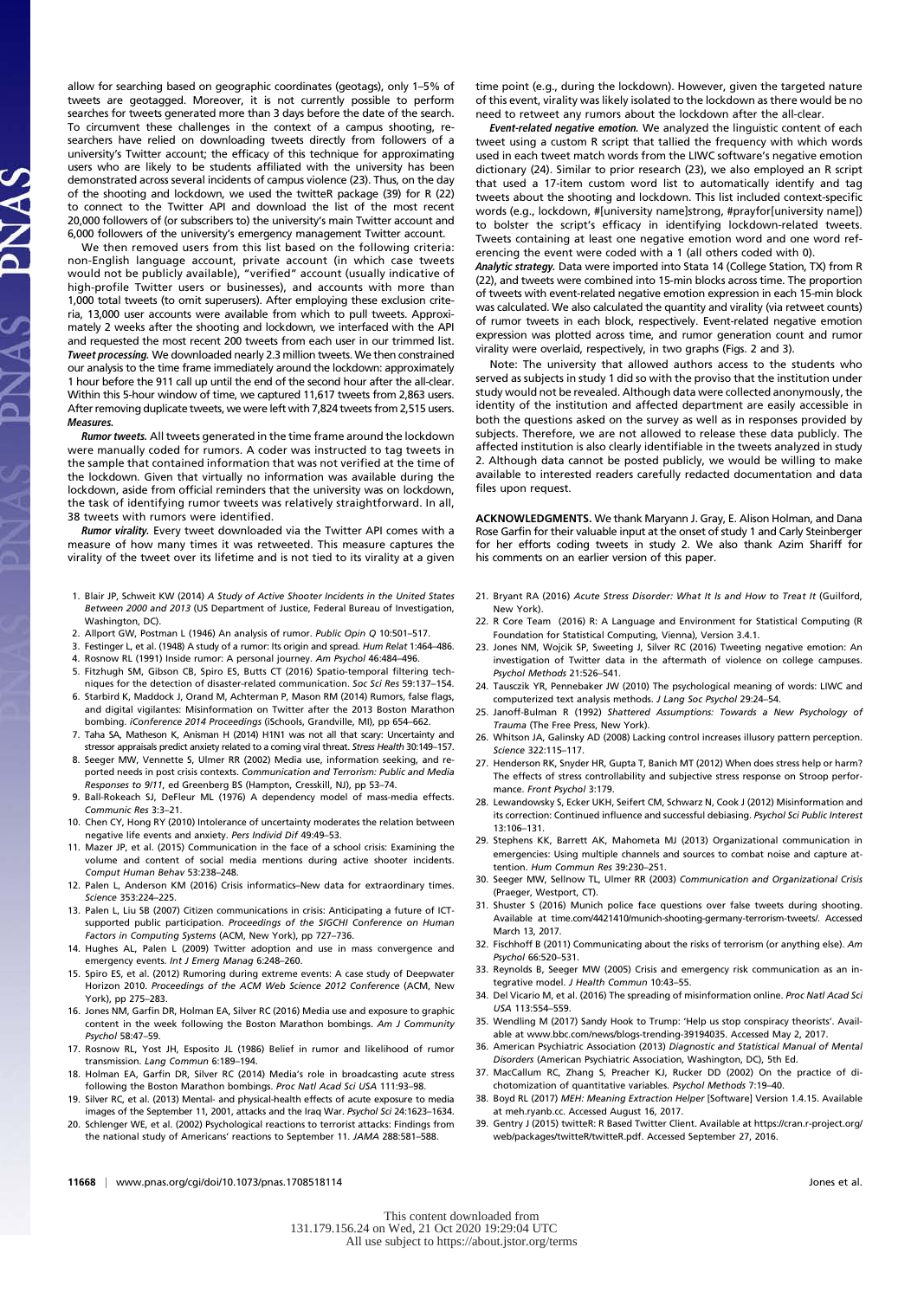allow for searching based on geographic coordinates (geotags), only 1–5% of tweets are geotagged. Moreover, it is not currently possible to perform searches for tweets generated more than 3 days before the date of the search. To circumvent these challenges in the context of a campus shooting, researchers have relied on downloading tweets directly from followers of a university's Twitter account; the efficacy of this technique for approximating users who are likely to be students affiliated with the university has been demonstrated across several incidents of campus violence (23). Thus, on the day of the shooting and lockdown, we used the twitteR package (39) for R (22) to connect to the Twitter API and download the list of the most recent 20,000 followers of (or subscribers to) the university's main Twitter account and 6,000 followers of the university's emergency management Twitter account.

We then removed users from this list based on the following criteria: non-English language account, private account (in which case tweets would not be publicly available), "verified" account (usually indicative of high-profile Twitter users or businesses), and accounts with more than 1,000 total tweets (to omit superusers). After employing these exclusion criteria, 13,000 user accounts were available from which to pull tweets. Approximately 2 weeks after the shooting and lockdown, we interfaced with the API and requested the most recent 200 tweets from each user in our trimmed list.

***Tweet processing.*** We downloaded nearly 2.3 million tweets. We then constrained our analysis to the time frame immediately around the lockdown: approximately 1 hour before the 911 call up until the end of the second hour after the all-clear. Within this 5-hour window of time, we captured 11,617 tweets from 2,863 users. After removing duplicate tweets, we were left with 7,824 tweets from 2,515 users.

***Measures.***

***Rumor tweets.*** All tweets generated in the time frame around the lockdown were manually coded for rumors. A coder was instructed to tag tweets in the sample that contained information that was not verified at the time of the lockdown. Given that virtually no information was available during the lockdown, aside from official reminders that the university was on lockdown, the task of identifying rumor tweets was relatively straightforward. In all, 38 tweets with rumors were identified.

***Rumor virality.*** Every tweet downloaded via the Twitter API comes with a measure of how many times it was retweeted. This measure captures the virality of the tweet over its lifetime and is not tied to its virality at a given time point (e.g., during the lockdown). However, given the targeted nature of this event, virality was likely isolated to the lockdown as there would be no need to retweet any rumors about the lockdown after the all-clear.

***Event-related negative emotion.*** We analyzed the linguistic content of each tweet using a custom R script that tallied the frequency with which words used in each tweet match words from the LIWC software's negative emotion dictionary (24). Similar to prior research (23), we also employed an R script that used a 17-item custom word list to automatically identify and tag tweets about the shooting and lockdown. This list included context-specific words (e.g., lockdown, #[university name]strong, #prayfor[university name]) to bolster the script's efficacy in identifying lockdown-related tweets. Tweets containing at least one negative emotion word and one word referencing the event were coded with a 1 (all others coded with 0).

***Analytic strategy.*** Data were imported into Stata 14 (College Station, TX) from R (22), and tweets were combined into 15-min blocks across time. The proportion of tweets with event-related negative emotion expression in each 15-min block was calculated. We also calculated the quantity and virality (via retweet counts) of rumor tweets in each block, respectively. Event-related negative emotion expression was plotted across time, and rumor generation count and rumor virality were overlaid, respectively, in two graphs (Figs. 2 and 3).

Note: The university that allowed authors access to the students who served as subjects in study 1 did so with the proviso that the institution under study would not be revealed. Although data were collected anonymously, the identity of the institution and affected department are easily accessible in both the questions asked on the survey as well as in responses provided by subjects. Therefore, we are not allowed to release these data publicly. The affected institution is also clearly identifiable in the tweets analyzed in study 2. Although data cannot be posted publicly, we would be willing to make available to interested readers carefully redacted documentation and data files upon request.

**ACKNOWLEDGMENTS.** We thank Maryann J. Gray, E. Alison Holman, and Dana Rose Garfin for their valuable input at the onset of study 1 and Carly Steinberger for her efforts coding tweets in study 2. We also thank Azim Shariff for his comments on an earlier version of this paper.

1. Blair JP, Schweit KW (2014) *A Study of Active Shooter Incidents in the United States Between 2000 and 2013* (US Department of Justice, Federal Bureau of Investigation, Washington, DC).
2. Allport GW, Postman L (1946) An analysis of rumor. *Public Opin Q* 10:501–517.
3. Festinger L, et al. (1948) A study of a rumor: Its origin and spread. *Hum Relat* 1:464–486.
4. Rosnow RL (1991) Inside rumor: A personal journey. *Am Psychol* 46:484–496.
5. Fitzhugh SM, Gibson CB, Spiro ES, Butts CT (2016) Spatio-temporal filtering techniques for the detection of disaster-related communication. *Soc Sci Res* 59:137–154.
6. Starbird K, Maddock J, Orand M, Achterman P, Mason RM (2014) Rumors, false flags, and digital vigilantes: Misinformation on Twitter after the 2013 Boston Marathon bombing. *iConference 2014 Proceedings* (iSchools, Grandville, MI), pp 654–662.
7. Taha SA, Matheson K, Anisman H (2014) H1N1 was not all that scary: Uncertainty and stressor appraisals predict anxiety related to a coming viral threat. *Stress Health* 30:149–157.
8. Seeger MW, Vennette S, Ulmer RR (2002) Media use, information seeking, and reported needs in post crisis contexts. *Communication and Terrorism: Public and Media Responses to 9/11*, ed Greenberg BS (Hampton, Cresskill, NJ), pp 53–74.
9. Ball-Rokeach SJ, DeFleur ML (1976) A dependency model of mass-media effects. *Communic Res* 3:3–21.
10. Chen CY, Hong RY (2010) Intolerance of uncertainty moderates the relation between negative life events and anxiety. *Pers Individ Dif* 49:49–53.
11. Mazer JP, et al. (2015) Communication in the face of a school crisis: Examining the volume and content of social media mentions during active shooter incidents. *Comput Human Behav* 53:238–248.
12. Palen L, Anderson KM (2016) Crisis informatics–New data for extraordinary times. *Science* 353:224–225.
13. Palen L, Liu SB (2007) Citizen communications in crisis: Anticipating a future of ICT-supported public participation. *Proceedings of the SIGCHI Conference on Human Factors in Computing Systems* (ACM, New York), pp 727–736.
14. Hughes AL, Palen L (2009) Twitter adoption and use in mass convergence and emergency events. *Int J Emerg Manag* 6:248–260.
15. Spiro ES, et al. (2012) Rumoring during extreme events: A case study of Deepwater Horizon 2010. *Proceedings of the ACM Web Science 2012 Conference* (ACM, New York), pp 275–283.
16. Jones NM, Garfin DR, Holman EA, Silver RC (2016) Media use and exposure to graphic content in the week following the Boston Marathon bombings. *Am J Community Psychol* 58:47–59.
17. Rosnow RL, Yost JH, Esposito JL (1986) Belief in rumor and likelihood of rumor transmission. *Lang Commun* 6:189–194.
18. Holman EA, Garfin DR, Silver RC (2014) Media's role in broadcasting acute stress following the Boston Marathon bombings. *Proc Natl Acad Sci USA* 111:93–98.
19. Silver RC, et al. (2013) Mental- and physical-health effects of acute exposure to media images of the September 11, 2001, attacks and the Iraq War. *Psychol Sci* 24:1623–1634.
20. Schlenger WE, et al. (2002) Psychological reactions to terrorist attacks: Findings from the national study of Americans' reactions to September 11. *JAMA* 288:581–588.
21. Bryant RA (2016) *Acute Stress Disorder: What It Is and How to Treat It* (Guilford, New York).
22. R Core Team (2016) R: A Language and Environment for Statistical Computing (R Foundation for Statistical Computing, Vienna), Version 3.4.1.
23. Jones NM, Wojcik SP, Sweeting J, Silver RC (2016) Tweeting negative emotion: An investigation of Twitter data in the aftermath of violence on college campuses. *Psychol Methods* 21:526–541.
24. Tausczik YR, Pennebaker JW (2010) The psychological meaning of words: LIWC and computerized text analysis methods. *J Lang Soc Psychol* 29:24–54.
25. Janoff-Bulman R (1992) *Shattered Assumptions: Towards a New Psychology of Trauma* (The Free Press, New York).
26. Whitson JA, Galinsky AD (2008) Lacking control increases illusory pattern perception. *Science* 322:115–117.
27. Henderson RK, Snyder HR, Gupta T, Banich MT (2012) When does stress help or harm? The effects of stress controllability and subjective stress response on Stroop performance. *Front Psychol* 3:179.
28. Lewandowsky S, Ecker UKH, Seifert CM, Schwarz N, Cook J (2012) Misinformation and its correction: Continued influence and successful debiasing. *Psychol Sci Public Interest* 13:106–131.
29. Stephens KK, Barrett AK, Mahometa MJ (2013) Organizational communication in emergencies: Using multiple channels and sources to combat noise and capture attention. *Hum Commun Res* 39:230–251.
30. Seeger MW, Sellnow TL, Ulmer RR (2003) *Communication and Organizational Crisis* (Praeger, Westport, CT).
31. Shuster S (2016) Munich police face questions over false tweets during shooting. Available at time.com/4421410/munich-shooting-germany-terrorism-tweets/. Accessed March 13, 2017.
32. Fischhoff B (2011) Communicating about the risks of terrorism (or anything else). *Am Psychol* 66:520–531.
33. Reynolds B, Seeger MW (2005) Crisis and emergency risk communication as an integrative model. *J Health Commun* 10:43–55.
34. Del Vicario M, et al. (2016) The spreading of misinformation online. *Proc Natl Acad Sci USA* 113:554–559.
35. Wendling M (2017) Sandy Hook to Trump: 'Help us stop conspiracy theorists'. Available at www.bbc.com/news/blogs-trending-39194035. Accessed May 2, 2017.
36. American Psychiatric Association (2013) *Diagnostic and Statistical Manual of Mental Disorders* (American Psychiatric Association, Washington, DC), 5th Ed.
37. MacCallum RC, Zhang S, Preacher KJ, Rucker DD (2002) On the practice of dichotomization of quantitative variables. *Psychol Methods* 7:19–40.
38. Boyd RL (2017) *MEH: Meaning Extraction Helper* [Software] Version 1.4.15. Available at meh.ryanb.cc. Accessed August 16, 2017.
39. Gentry J (2015) twitteR: R Based Twitter Client. Available at https://cran.r-project.org/web/packages/twitteR/twitteR.pdf. Accessed September 27, 2016.